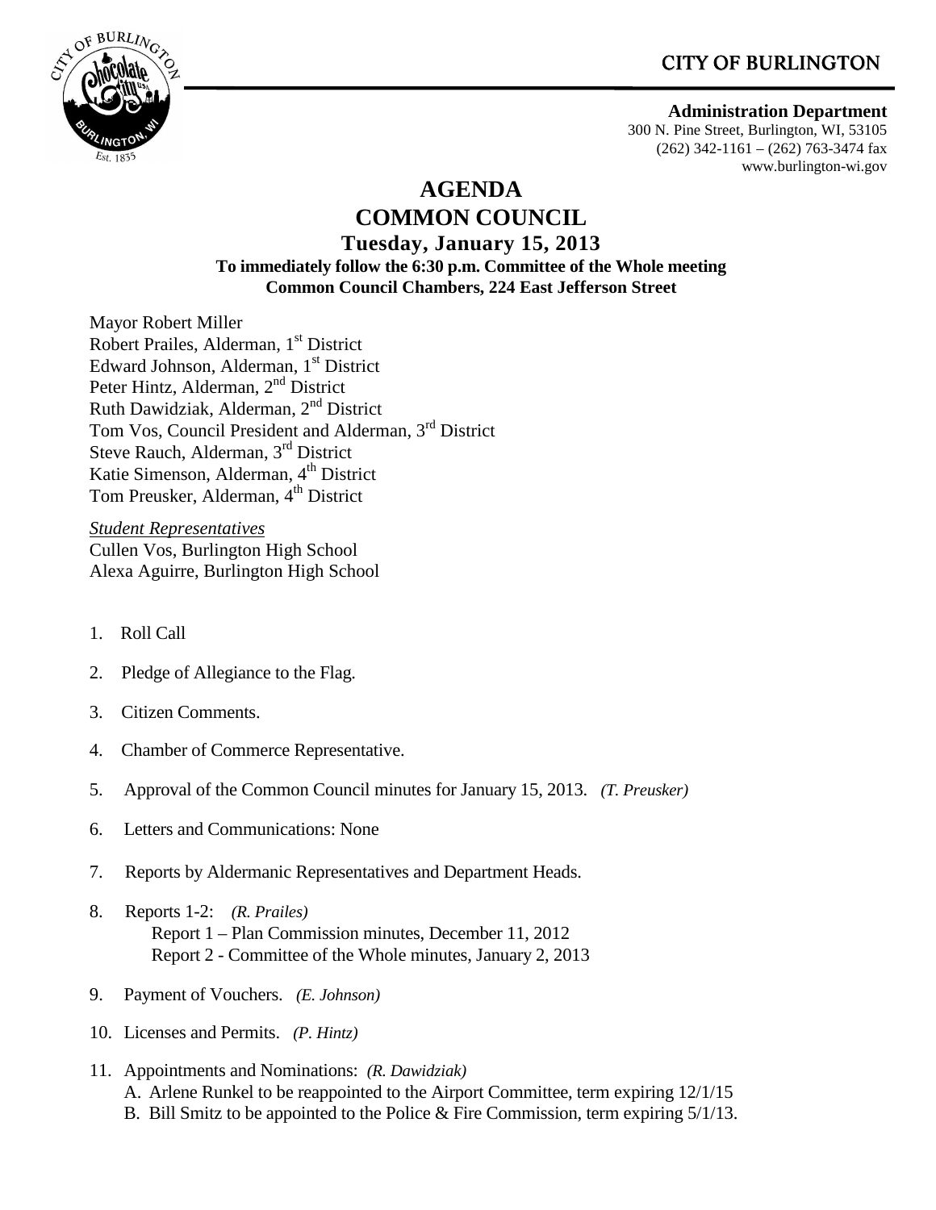CITY OF BURLINGTON

**Administration Department**
300 N. Pine Street, Burlington, WI, 53105
(262) 342-1161 – (262) 763-3474 fax
www.burlington-wi.gov

# AGENDA
# COMMON COUNCIL
## Tuesday, January 15, 2013
**To immediately follow the 6:30 p.m. Committee of the Whole meeting**
**Common Council Chambers, 224 East Jefferson Street**

Mayor Robert Miller
Robert Prailes, Alderman, 1st District
Edward Johnson, Alderman, 1st District
Peter Hintz, Alderman, 2nd District
Ruth Dawidziak, Alderman, 2nd District
Tom Vos, Council President and Alderman, 3rd District
Steve Rauch, Alderman, 3rd District
Katie Simenson, Alderman, 4th District
Tom Preusker, Alderman, 4th District

*Student Representatives*
Cullen Vos, Burlington High School
Alexa Aguirre, Burlington High School

1. Roll Call
2. Pledge of Allegiance to the Flag.
3. Citizen Comments.
4. Chamber of Commerce Representative.
5. Approval of the Common Council minutes for January 15, 2013. *(T. Preusker)*
6. Letters and Communications: None
7. Reports by Aldermanic Representatives and Department Heads.
8. Reports 1-2: *(R. Prailes)*
   Report 1 – Plan Commission minutes, December 11, 2012
   Report 2 - Committee of the Whole minutes, January 2, 2013
9. Payment of Vouchers. *(E. Johnson)*
10. Licenses and Permits. *(P. Hintz)*
11. Appointments and Nominations: *(R. Dawidziak)*
    A. Arlene Runkel to be reappointed to the Airport Committee, term expiring 12/1/15
    B. Bill Smitz to be appointed to the Police & Fire Commission, term expiring 5/1/13.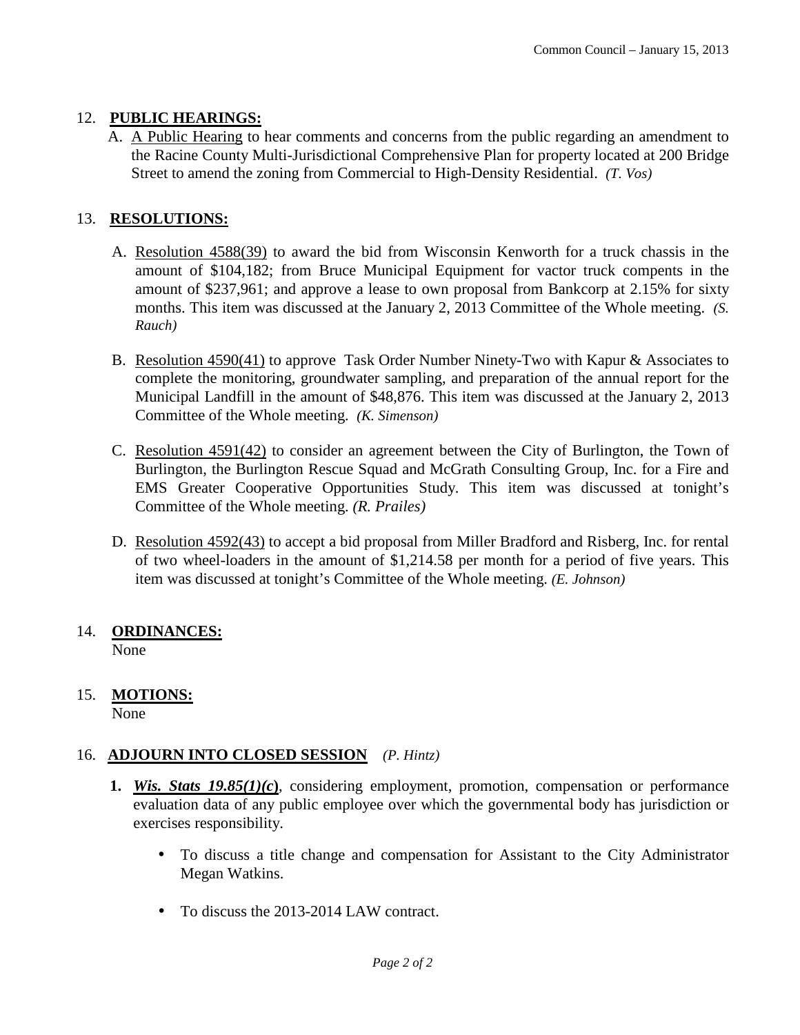12. **PUBLIC HEARINGS:**

   A. A Public Hearing to hear comments and concerns from the public regarding an amendment to the Racine County Multi-Jurisdictional Comprehensive Plan for property located at 200 Bridge Street to amend the zoning from Commercial to High-Density Residential. *(T. Vos)*

13. **RESOLUTIONS:**

   A. Resolution 4588(39) to award the bid from Wisconsin Kenworth for a truck chassis in the amount of $104,182; from Bruce Municipal Equipment for vactor truck compents in the amount of $237,961; and approve a lease to own proposal from Bankcorp at 2.15% for sixty months. This item was discussed at the January 2, 2013 Committee of the Whole meeting. *(S. Rauch)*

   B. Resolution 4590(41) to approve Task Order Number Ninety-Two with Kapur & Associates to complete the monitoring, groundwater sampling, and preparation of the annual report for the Municipal Landfill in the amount of $48,876. This item was discussed at the January 2, 2013 Committee of the Whole meeting. *(K. Simenson)*

   C. Resolution 4591(42) to consider an agreement between the City of Burlington, the Town of Burlington, the Burlington Rescue Squad and McGrath Consulting Group, Inc. for a Fire and EMS Greater Cooperative Opportunities Study. This item was discussed at tonight's Committee of the Whole meeting. *(R. Prailes)*

   D. Resolution 4592(43) to accept a bid proposal from Miller Bradford and Risberg, Inc. for rental of two wheel-loaders in the amount of $1,214.58 per month for a period of five years. This item was discussed at tonight's Committee of the Whole meeting. *(E. Johnson)*

14. **ORDINANCES:**
   None

15. **MOTIONS:**
   None

16. **ADJOURN INTO CLOSED SESSION** *(P. Hintz)*

   **1.** ***Wis. Stats 19.85(1)(c)***, considering employment, promotion, compensation or performance evaluation data of any public employee over which the governmental body has jurisdiction or exercises responsibility.

      - To discuss a title change and compensation for Assistant to the City Administrator Megan Watkins.

      - To discuss the 2013-2014 LAW contract.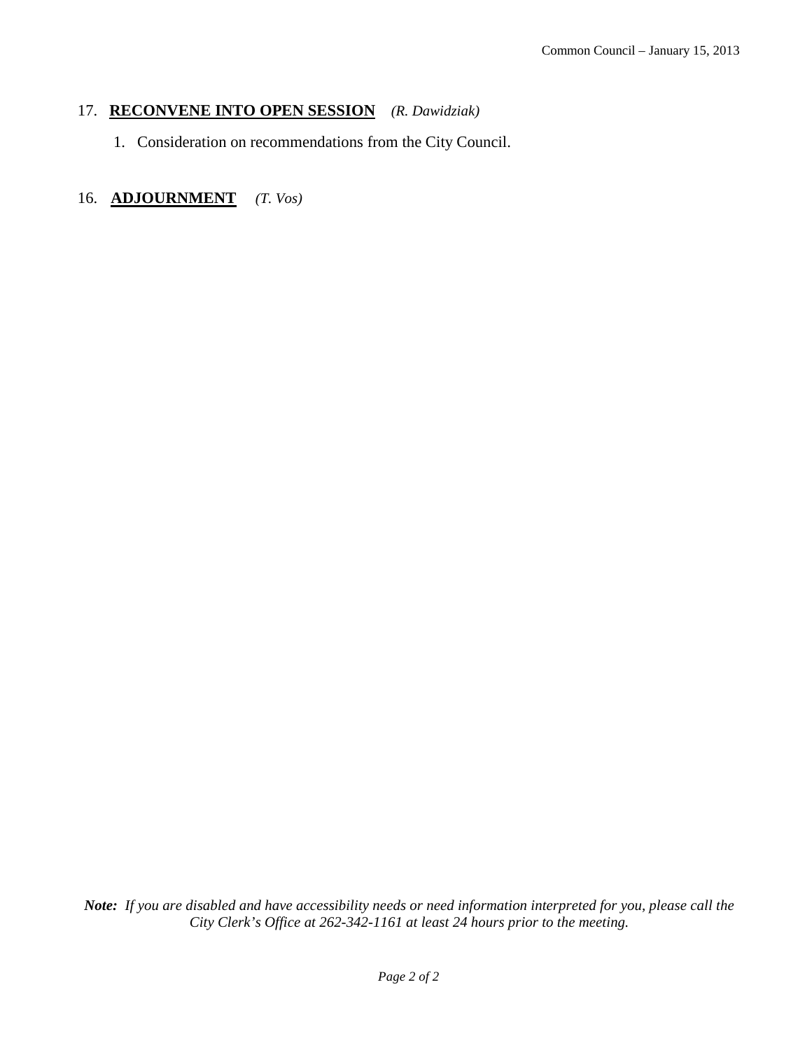17. **RECONVENE INTO OPEN SESSION** *(R. Dawidziak)*

    1. Consideration on recommendations from the City Council.

16. **ADJOURNMENT** *(T. Vos)*

***Note:*** *If you are disabled and have accessibility needs or need information interpreted for you, please call the City Clerk's Office at 262-342-1161 at least 24 hours prior to the meeting.*